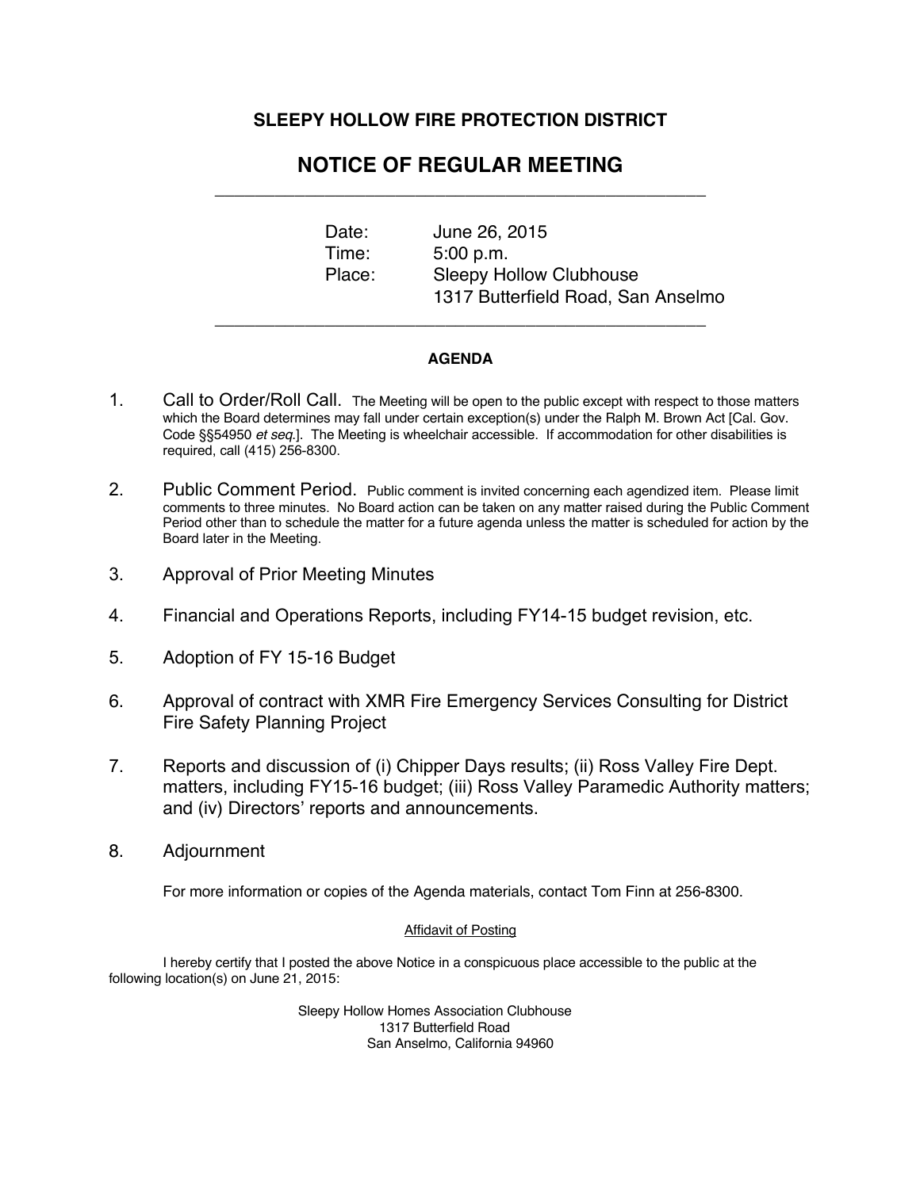## SLEEPY HOLLOW FIRE PROTECTION DISTRICT

# NOTICE OF REGULAR MEETING

---

Date: June 26, 2015
Time: 5:00 p.m.
Place: Sleepy Hollow Clubhouse
1317 Butterfield Road, San Anselmo

---

**AGENDA**

1. Call to Order/Roll Call. The Meeting will be open to the public except with respect to those matters which the Board determines may fall under certain exception(s) under the Ralph M. Brown Act [Cal. Gov. Code §§54950 *et seq.*]. The Meeting is wheelchair accessible. If accommodation for other disabilities is required, call (415) 256-8300.

2. Public Comment Period. Public comment is invited concerning each agendized item. Please limit comments to three minutes. No Board action can be taken on any matter raised during the Public Comment Period other than to schedule the matter for a future agenda unless the matter is scheduled for action by the Board later in the Meeting.

3. Approval of Prior Meeting Minutes

4. Financial and Operations Reports, including FY14-15 budget revision, etc.

5. Adoption of FY 15-16 Budget

6. Approval of contract with XMR Fire Emergency Services Consulting for District Fire Safety Planning Project

7. Reports and discussion of (i) Chipper Days results; (ii) Ross Valley Fire Dept. matters, including FY15-16 budget; (iii) Ross Valley Paramedic Authority matters; and (iv) Directors' reports and announcements.

8. Adjournment

For more information or copies of the Agenda materials, contact Tom Finn at 256-8300.

Affidavit of Posting

I hereby certify that I posted the above Notice in a conspicuous place accessible to the public at the following location(s) on June 21, 2015:

Sleepy Hollow Homes Association Clubhouse
1317 Butterfield Road
San Anselmo, California 94960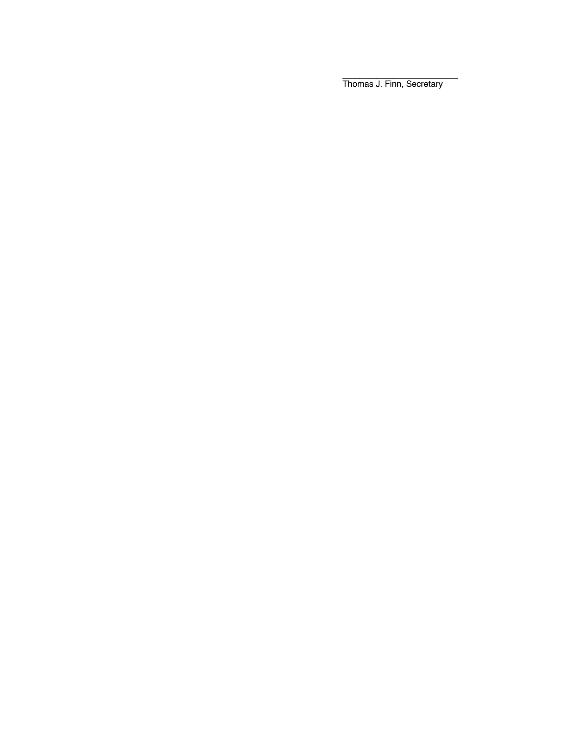\_\_\_\_\_\_\_\_\_\_\_\_\_\_\_\_\_\_\_\_\_\_\_\_\_\_\_\_\_\_

Thomas J. Finn, Secretary